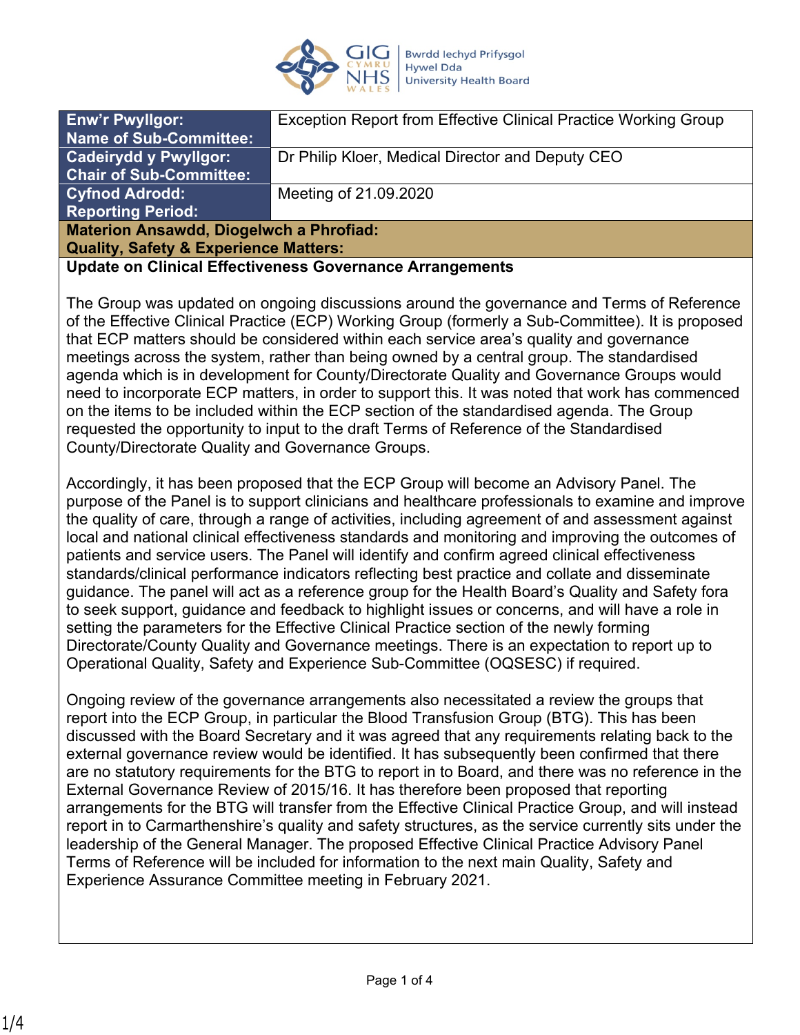| Enw'r Pwyllgor: Name of Sub-Committee: | Exception Report from Effective Clinical Practice Working Group |
|---|---|
| Cadeirydd y Pwyllgor: Chair of Sub-Committee: | Dr Philip Kloer, Medical Director and Deputy CEO |
| Cyfnod Adrodd: Reporting Period: | Meeting of 21.09.2020 |

**Materion Ansawdd, Diogelwch a Phrofiad:**
**Quality, Safety & Experience Matters:**

**Update on Clinical Effectiveness Governance Arrangements**

The Group was updated on ongoing discussions around the governance and Terms of Reference of the Effective Clinical Practice (ECP) Working Group (formerly a Sub-Committee). It is proposed that ECP matters should be considered within each service area's quality and governance meetings across the system, rather than being owned by a central group. The standardised agenda which is in development for County/Directorate Quality and Governance Groups would need to incorporate ECP matters, in order to support this. It was noted that work has commenced on the items to be included within the ECP section of the standardised agenda. The Group requested the opportunity to input to the draft Terms of Reference of the Standardised County/Directorate Quality and Governance Groups.

Accordingly, it has been proposed that the ECP Group will become an Advisory Panel. The purpose of the Panel is to support clinicians and healthcare professionals to examine and improve the quality of care, through a range of activities, including agreement of and assessment against local and national clinical effectiveness standards and monitoring and improving the outcomes of patients and service users. The Panel will identify and confirm agreed clinical effectiveness standards/clinical performance indicators reflecting best practice and collate and disseminate guidance. The panel will act as a reference group for the Health Board's Quality and Safety fora to seek support, guidance and feedback to highlight issues or concerns, and will have a role in setting the parameters for the Effective Clinical Practice section of the newly forming Directorate/County Quality and Governance meetings. There is an expectation to report up to Operational Quality, Safety and Experience Sub-Committee (OQSESC) if required.

Ongoing review of the governance arrangements also necessitated a review the groups that report into the ECP Group, in particular the Blood Transfusion Group (BTG). This has been discussed with the Board Secretary and it was agreed that any requirements relating back to the external governance review would be identified. It has subsequently been confirmed that there are no statutory requirements for the BTG to report in to Board, and there was no reference in the External Governance Review of 2015/16. It has therefore been proposed that reporting arrangements for the BTG will transfer from the Effective Clinical Practice Group, and will instead report in to Carmarthenshire's quality and safety structures, as the service currently sits under the leadership of the General Manager. The proposed Effective Clinical Practice Advisory Panel Terms of Reference will be included for information to the next main Quality, Safety and Experience Assurance Committee meeting in February 2021.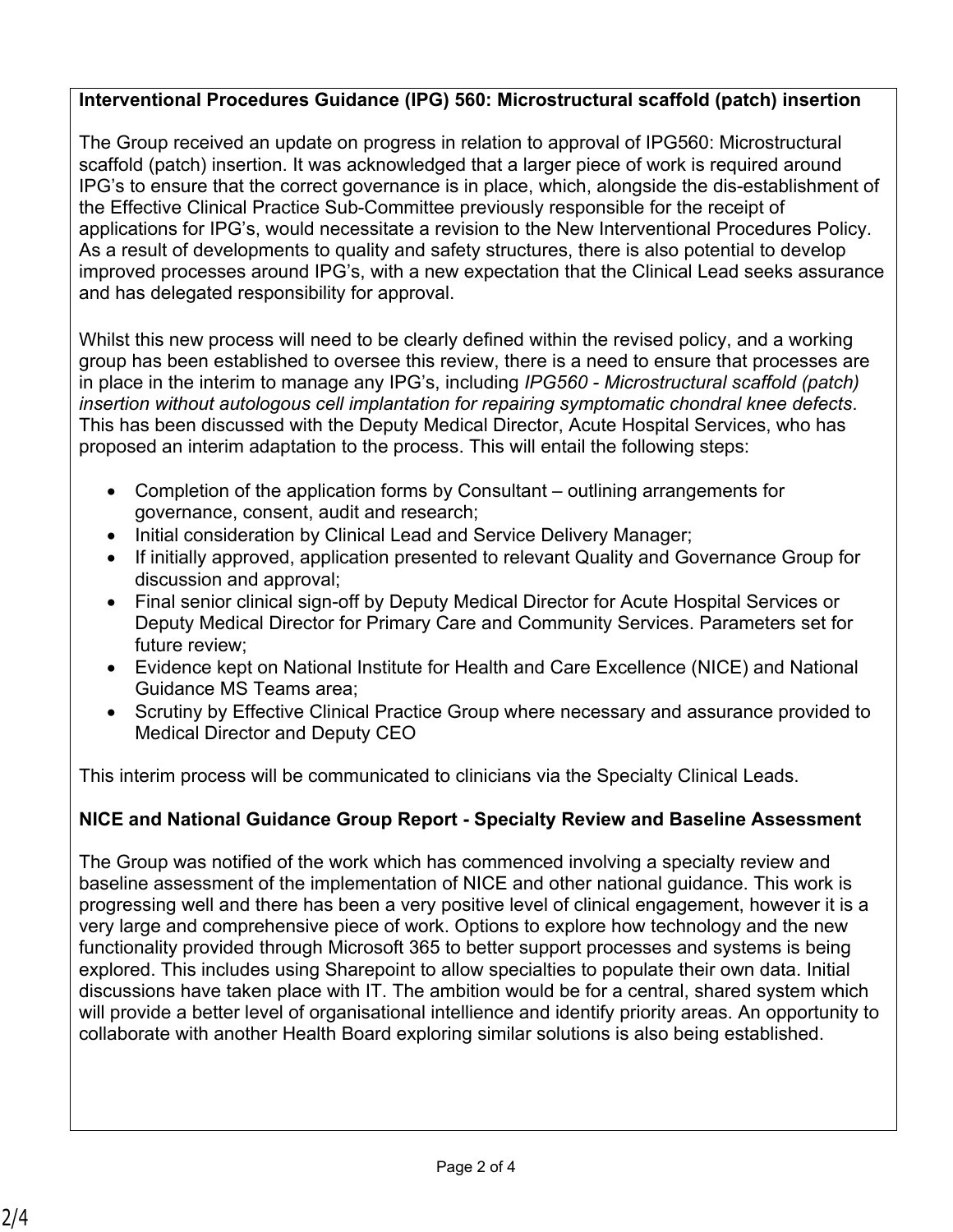**Interventional Procedures Guidance (IPG) 560: Microstructural scaffold (patch) insertion**

The Group received an update on progress in relation to approval of IPG560: Microstructural scaffold (patch) insertion. It was acknowledged that a larger piece of work is required around IPG's to ensure that the correct governance is in place, which, alongside the dis-establishment of the Effective Clinical Practice Sub-Committee previously responsible for the receipt of applications for IPG's, would necessitate a revision to the New Interventional Procedures Policy. As a result of developments to quality and safety structures, there is also potential to develop improved processes around IPG's, with a new expectation that the Clinical Lead seeks assurance and has delegated responsibility for approval.

Whilst this new process will need to be clearly defined within the revised policy, and a working group has been established to oversee this review, there is a need to ensure that processes are in place in the interim to manage any IPG's, including *IPG560 - Microstructural scaffold (patch) insertion without autologous cell implantation for repairing symptomatic chondral knee defects*. This has been discussed with the Deputy Medical Director, Acute Hospital Services, who has proposed an interim adaptation to the process. This will entail the following steps:

- Completion of the application forms by Consultant – outlining arrangements for governance, consent, audit and research;
- Initial consideration by Clinical Lead and Service Delivery Manager;
- If initially approved, application presented to relevant Quality and Governance Group for discussion and approval;
- Final senior clinical sign-off by Deputy Medical Director for Acute Hospital Services or Deputy Medical Director for Primary Care and Community Services. Parameters set for future review;
- Evidence kept on National Institute for Health and Care Excellence (NICE) and National Guidance MS Teams area;
- Scrutiny by Effective Clinical Practice Group where necessary and assurance provided to Medical Director and Deputy CEO

This interim process will be communicated to clinicians via the Specialty Clinical Leads.

**NICE and National Guidance Group Report - Specialty Review and Baseline Assessment**

The Group was notified of the work which has commenced involving a specialty review and baseline assessment of the implementation of NICE and other national guidance. This work is progressing well and there has been a very positive level of clinical engagement, however it is a very large and comprehensive piece of work. Options to explore how technology and the new functionality provided through Microsoft 365 to better support processes and systems is being explored. This includes using Sharepoint to allow specialties to populate their own data. Initial discussions have taken place with IT. The ambition would be for a central, shared system which will provide a better level of organisational intellience and identify priority areas. An opportunity to collaborate with another Health Board exploring similar solutions is also being established.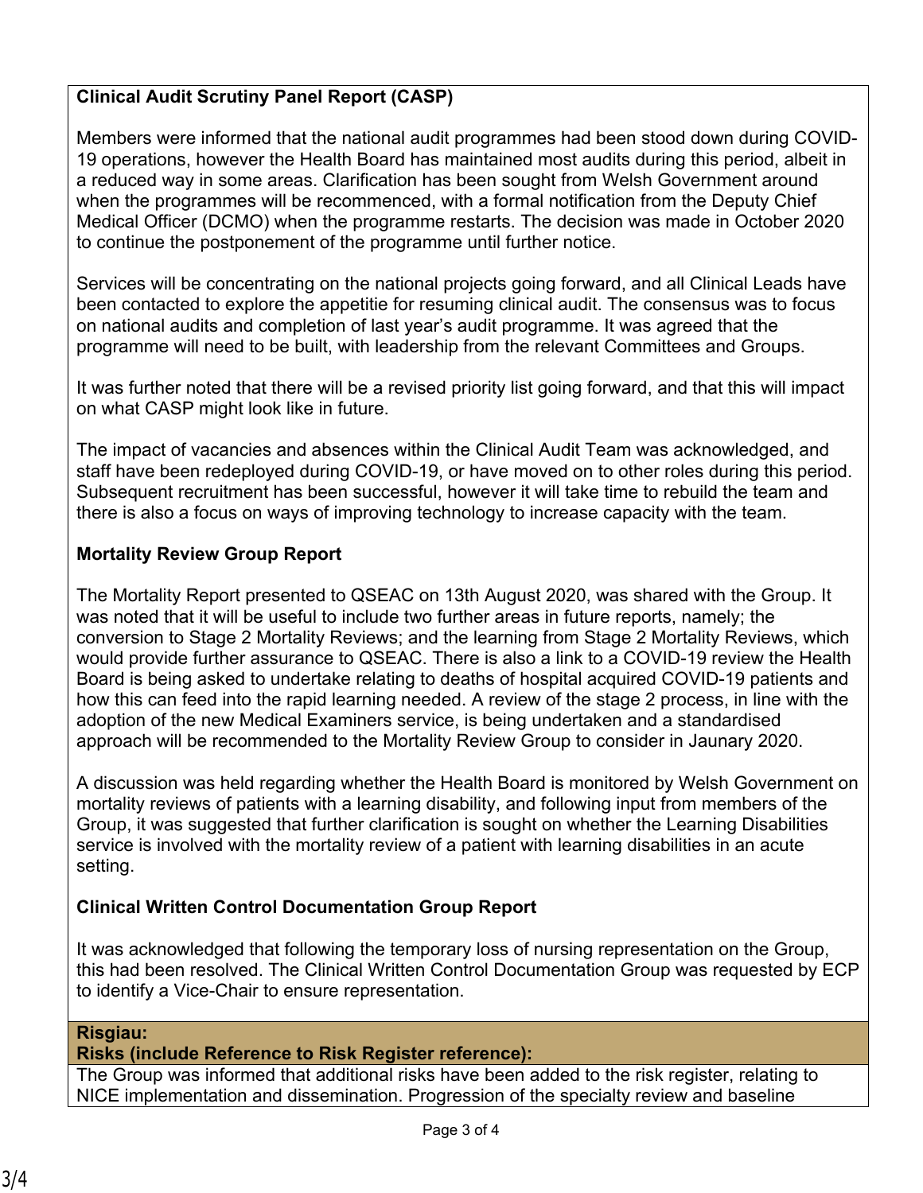**Clinical Audit Scrutiny Panel Report (CASP)**

Members were informed that the national audit programmes had been stood down during COVID-19 operations, however the Health Board has maintained most audits during this period, albeit in a reduced way in some areas. Clarification has been sought from Welsh Government around when the programmes will be recommenced, with a formal notification from the Deputy Chief Medical Officer (DCMO) when the programme restarts. The decision was made in October 2020 to continue the postponement of the programme until further notice.

Services will be concentrating on the national projects going forward, and all Clinical Leads have been contacted to explore the appetitie for resuming clinical audit. The consensus was to focus on national audits and completion of last year's audit programme. It was agreed that the programme will need to be built, with leadership from the relevant Committees and Groups.

It was further noted that there will be a revised priority list going forward, and that this will impact on what CASP might look like in future.

The impact of vacancies and absences within the Clinical Audit Team was acknowledged, and staff have been redeployed during COVID-19, or have moved on to other roles during this period. Subsequent recruitment has been successful, however it will take time to rebuild the team and there is also a focus on ways of improving technology to increase capacity with the team.

**Mortality Review Group Report**

The Mortality Report presented to QSEAC on 13th August 2020, was shared with the Group. It was noted that it will be useful to include two further areas in future reports, namely; the conversion to Stage 2 Mortality Reviews; and the learning from Stage 2 Mortality Reviews, which would provide further assurance to QSEAC. There is also a link to a COVID-19 review the Health Board is being asked to undertake relating to deaths of hospital acquired COVID-19 patients and how this can feed into the rapid learning needed. A review of the stage 2 process, in line with the adoption of the new Medical Examiners service, is being undertaken and a standardised approach will be recommended to the Mortality Review Group to consider in Jaunary 2020.

A discussion was held regarding whether the Health Board is monitored by Welsh Government on mortality reviews of patients with a learning disability, and following input from members of the Group, it was suggested that further clarification is sought on whether the Learning Disabilities service is involved with the mortality review of a patient with learning disabilities in an acute setting.

**Clinical Written Control Documentation Group Report**

It was acknowledged that following the temporary loss of nursing representation on the Group, this had been resolved. The Clinical Written Control Documentation Group was requested by ECP to identify a Vice-Chair to ensure representation.

**Risgiau:**
**Risks (include Reference to Risk Register reference):**

The Group was informed that additional risks have been added to the risk register, relating to NICE implementation and dissemination. Progression of the specialty review and baseline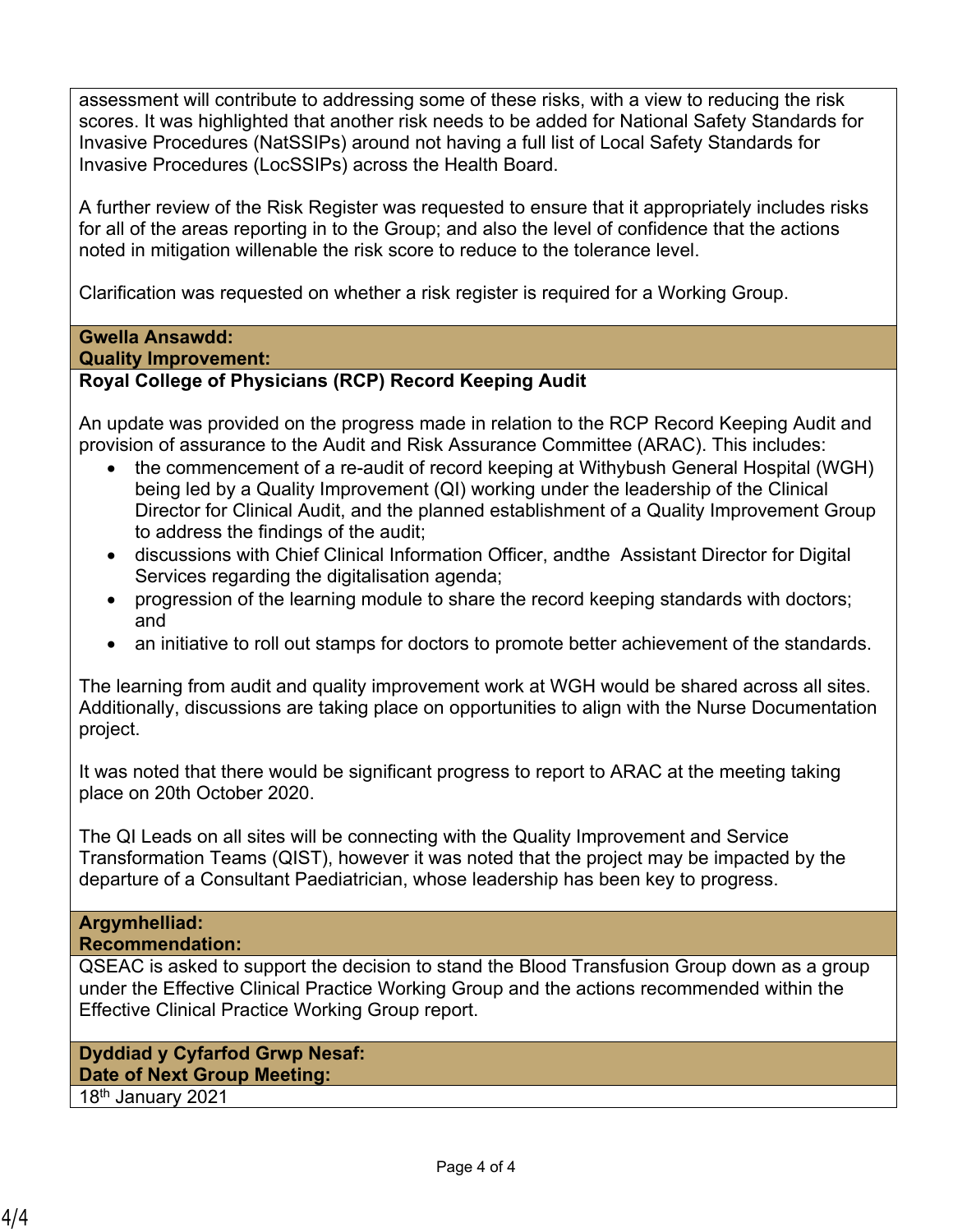assessment will contribute to addressing some of these risks, with a view to reducing the risk scores. It was highlighted that another risk needs to be added for National Safety Standards for Invasive Procedures (NatSSIPs) around not having a full list of Local Safety Standards for Invasive Procedures (LocSSIPs) across the Health Board.

A further review of the Risk Register was requested to ensure that it appropriately includes risks for all of the areas reporting in to the Group; and also the level of confidence that the actions noted in mitigation willenable the risk score to reduce to the tolerance level.

Clarification was requested on whether a risk register is required for a Working Group.

**Gwella Ansawdd:**
**Quality Improvement:**

**Royal College of Physicians (RCP) Record Keeping Audit**

An update was provided on the progress made in relation to the RCP Record Keeping Audit and provision of assurance to the Audit and Risk Assurance Committee (ARAC). This includes:

- the commencement of a re-audit of record keeping at Withybush General Hospital (WGH) being led by a Quality Improvement (QI) working under the leadership of the Clinical Director for Clinical Audit, and the planned establishment of a Quality Improvement Group to address the findings of the audit;
- discussions with Chief Clinical Information Officer, andthe Assistant Director for Digital Services regarding the digitalisation agenda;
- progression of the learning module to share the record keeping standards with doctors; and
- an initiative to roll out stamps for doctors to promote better achievement of the standards.

The learning from audit and quality improvement work at WGH would be shared across all sites. Additionally, discussions are taking place on opportunities to align with the Nurse Documentation project.

It was noted that there would be significant progress to report to ARAC at the meeting taking place on 20th October 2020.

The QI Leads on all sites will be connecting with the Quality Improvement and Service Transformation Teams (QIST), however it was noted that the project may be impacted by the departure of a Consultant Paediatrician, whose leadership has been key to progress.

**Argymhelliad:**
**Recommendation:**

QSEAC is asked to support the decision to stand the Blood Transfusion Group down as a group under the Effective Clinical Practice Working Group and the actions recommended within the Effective Clinical Practice Working Group report.

**Dyddiad y Cyfarfod Grwp Nesaf:**
**Date of Next Group Meeting:**

18th January 2021